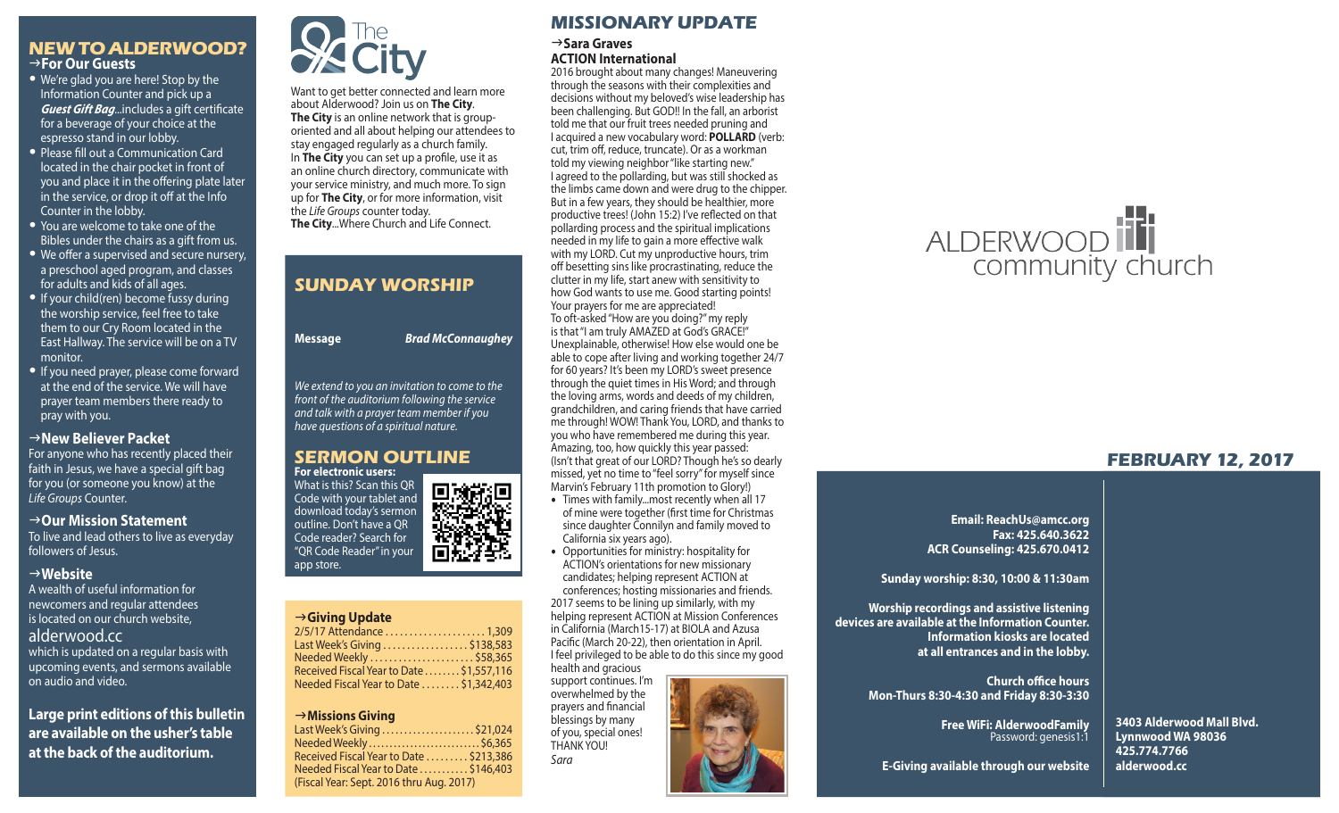## NEW TO ALDERWOOD?

### →For Our Guests

- We're glad you are here! Stop by the Information Counter and pick up a ***Guest Gift Bag***...includes a gift certificate for a beverage of your choice at the espresso stand in our lobby.
- Please fill out a Communication Card located in the chair pocket in front of you and place it in the offering plate later in the service, or drop it off at the Info Counter in the lobby.
- You are welcome to take one of the Bibles under the chairs as a gift from us.
- We offer a supervised and secure nursery, a preschool aged program, and classes for adults and kids of all ages.
- If your child(ren) become fussy during the worship service, feel free to take them to our Cry Room located in the East Hallway. The service will be on a TV monitor.
- If you need prayer, please come forward at the end of the service. We will have prayer team members there ready to pray with you.

### →New Believer Packet

For anyone who has recently placed their faith in Jesus, we have a special gift bag for you (or someone you know) at the *Life Groups* Counter.

### →Our Mission Statement

To live and lead others to live as everyday followers of Jesus.

### →Website

A wealth of useful information for newcomers and regular attendees is located on our church website, alderwood.cc which is updated on a regular basis with upcoming events, and sermons available on audio and video.

**Large print editions of this bulletin are available on the usher's table at the back of the auditorium.**

## The City

Want to get better connected and learn more about Alderwood? Join us on **The City**. **The City** is an online network that is group-oriented and all about helping our attendees to stay engaged regularly as a church family. In **The City** you can set up a profile, use it as an online church directory, communicate with your service ministry, and much more. To sign up for **The City**, or for more information, visit the *Life Groups* counter today.
**The City**...Where Church and Life Connect.

## SUNDAY WORSHIP

**Message** ***Brad McConnaughey***

*We extend to you an invitation to come to the front of the auditorium following the service and talk with a prayer team member if you have questions of a spiritual nature.*

## SERMON OUTLINE

**For electronic users:**
What is this? Scan this QR Code with your tablet and download today's sermon outline. Don't have a QR Code reader? Search for "QR Code Reader" in your app store.

### →Giving Update

| | |
|---|---|
| 2/5/17 Attendance | 1,309 |
| Last Week's Giving | $138,583 |
| Needed Weekly | $58,365 |
| Received Fiscal Year to Date | $1,557,116 |
| Needed Fiscal Year to Date | $1,342,403 |

### →Missions Giving

| | |
|---|---|
| Last Week's Giving | $21,024 |
| Needed Weekly | $6,365 |
| Received Fiscal Year to Date | $213,386 |
| Needed Fiscal Year to Date | $146,403 |

(Fiscal Year: Sept. 2016 thru Aug. 2017)

## MISSIONARY UPDATE

### →Sara Graves

**ACTION International**

2016 brought about many changes! Maneuvering through the seasons with their complexities and decisions without my beloved's wise leadership has been challenging. But GOD!! In the fall, an arborist told me that our fruit trees needed pruning and I acquired a new vocabulary word: **POLLARD** (verb: cut, trim off, reduce, truncate). Or as a workman told my viewing neighbor "like starting new." I agreed to the pollarding, but was still shocked as the limbs came down and were drug to the chipper. But in a few years, they should be healthier, more productive trees! (John 15:2) I've reflected on that pollarding process and the spiritual implications needed in my life to gain a more effective walk with my LORD. Cut my unproductive hours, trim off besetting sins like procrastinating, reduce the clutter in my life, start anew with sensitivity to how God wants to use me. Good starting points! Your prayers for me are appreciated!
To oft-asked "How are you doing?" my reply is that "I am truly AMAZED at God's GRACE!" Unexplainable, otherwise! How else would one be able to cope after living and working together 24/7 for 60 years? It's been my LORD's sweet presence through the quiet times in His Word; and through the loving arms, words and deeds of my children, grandchildren, and caring friends that have carried me through! WOW! Thank You, LORD, and thanks to you who have remembered me during this year. Amazing, too, how quickly this year passed: (Isn't that great of our LORD? Though he's so dearly missed, yet no time to "feel sorry" for myself since Marvin's February 11th promotion to Glory!)

- Times with family...most recently when all 17 of mine were together (first time for Christmas since daughter Connilyn and family moved to California six years ago).
- Opportunities for ministry: hospitality for ACTION's orientations for new missionary candidates; helping represent ACTION at conferences; hosting missionaries and friends.

2017 seems to be lining up similarly, with my helping represent ACTION at Mission Conferences in California (March15-17) at BIOLA and Azusa Pacific (March 20-22), then orientation in April. I feel privileged to be able to do this since my good health and gracious support continues. I'm overwhelmed by the prayers and financial blessings by many of you, special ones! THANK YOU!
*Sara*

# ALDERWOOD community church

## FEBRUARY 12, 2017

**Email: ReachUs@amcc.org**
**Fax: 425.640.3622**
**ACR Counseling: 425.670.0412**

**Sunday worship: 8:30, 10:00 & 11:30am**

**Worship recordings and assistive listening devices are available at the Information Counter. Information kiosks are located at all entrances and in the lobby.**

**Church office hours**
**Mon-Thurs 8:30-4:30 and Friday 8:30-3:30**

**Free WiFi: AlderwoodFamily**
Password: genesis1:1

**E-Giving available through our website**

**3403 Alderwood Mall Blvd.**
**Lynnwood WA 98036**
**425.774.7766**
**alderwood.cc**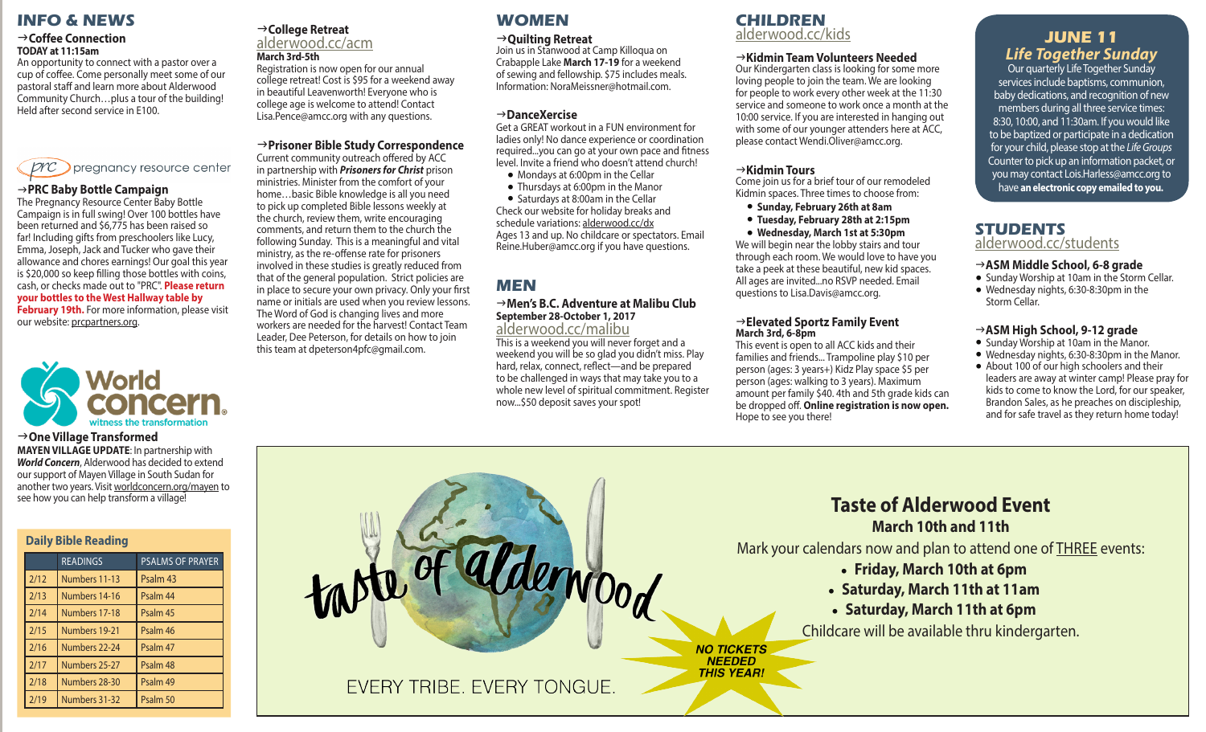## INFO & NEWS

### →Coffee Connection

**TODAY at 11:15am**

An opportunity to connect with a pastor over a cup of coffee. Come personally meet some of our pastoral staff and learn more about Alderwood Community Church…plus a tour of the building! Held after second service in E100.

prc pregnancy resource center

### →PRC Baby Bottle Campaign

The Pregnancy Resource Center Baby Bottle Campaign is in full swing! Over 100 bottles have been returned and $6,775 has been raised so far! Including gifts from preschoolers like Lucy, Emma, Joseph, Jack and Tucker who gave their allowance and chores earnings! Our goal this year is $20,000 so keep filling those bottles with coins, cash, or checks made out to "PRC". **Please return your bottles to the West Hallway table by February 19th.** For more information, please visit our website: prcpartners.org.

World concern — witness the transformation

### →One Village Transformed

**MAYEN VILLAGE UPDATE**: In partnership with ***World Concern***, Alderwood has decided to extend our support of Mayen Village in South Sudan for another two years. Visit worldconcern.org/mayen to see how you can help transform a village!

### Daily Bible Reading

| | READINGS | PSALMS OF PRAYER |
|---|---|---|
| 2/12 | Numbers 11-13 | Psalm 43 |
| 2/13 | Numbers 14-16 | Psalm 44 |
| 2/14 | Numbers 17-18 | Psalm 45 |
| 2/15 | Numbers 19-21 | Psalm 46 |
| 2/16 | Numbers 22-24 | Psalm 47 |
| 2/17 | Numbers 25-27 | Psalm 48 |
| 2/18 | Numbers 28-30 | Psalm 49 |
| 2/19 | Numbers 31-32 | Psalm 50 |

### →College Retreat

alderwood.cc/acm

**March 3rd-5th**

Registration is now open for our annual college retreat! Cost is $95 for a weekend away in beautiful Leavenworth! Everyone who is college age is welcome to attend! Contact Lisa.Pence@amcc.org with any questions.

### →Prisoner Bible Study Correspondence

Current community outreach offered by ACC in partnership with ***Prisoners for Christ*** prison ministries. Minister from the comfort of your home…basic Bible knowledge is all you need to pick up completed Bible lessons weekly at the church, review them, write encouraging comments, and return them to the church the following Sunday. This is a meaningful and vital ministry, as the re-offense rate for prisoners involved in these studies is greatly reduced from that of the general population. Strict policies are in place to secure your own privacy. Only your first name or initials are used when you review lessons. The Word of God is changing lives and more workers are needed for the harvest! Contact Team Leader, Dee Peterson, for details on how to join this team at dpeterson4pfc@gmail.com.

## WOMEN

### →Quilting Retreat

Join us in Stanwood at Camp Killoqua on Crabapple Lake **March 17-19** for a weekend of sewing and fellowship. $75 includes meals. Information: NoraMeissner@hotmail.com.

### →DanceXercise

Get a GREAT workout in a FUN environment for ladies only! No dance experience or coordination required...you can go at your own pace and fitness level. Invite a friend who doesn't attend church!

- Mondays at 6:00pm in the Cellar
- Thursdays at 6:00pm in the Manor
- Saturdays at 8:00am in the Cellar

Check our website for holiday breaks and schedule variations: alderwood.cc/dx

Ages 13 and up. No childcare or spectators. Email Reine.Huber@amcc.org if you have questions.

## MEN

### →Men's B.C. Adventure at Malibu Club

**September 28-October 1, 2017**

alderwood.cc/malibu

This is a weekend you will never forget and a weekend you will be so glad you didn't miss. Play hard, relax, connect, reflect—and be prepared to be challenged in ways that may take you to a whole new level of spiritual commitment. Register now...$50 deposit saves your spot!

## CHILDREN

alderwood.cc/kids

### →Kidmin Team Volunteers Needed

Our Kindergarten class is looking for some more loving people to join the team. We are looking for people to work every other week at the 11:30 service and someone to work once a month at the 10:00 service. If you are interested in hanging out with some of our younger attenders here at ACC, please contact Wendi.Oliver@amcc.org.

### →Kidmin Tours

Come join us for a brief tour of our remodeled Kidmin spaces. Three times to choose from:

- **Sunday, February 26th at 8am**
- **Tuesday, February 28th at 2:15pm**
- **Wednesday, March 1st at 5:30pm**

We will begin near the lobby stairs and tour through each room. We would love to have you take a peek at these beautiful, new kid spaces. All ages are invited...no RSVP needed. Email questions to Lisa.Davis@amcc.org.

### →Elevated Sportz Family Event

**March 3rd, 6-8pm**

This event is open to all ACC kids and their families and friends... Trampoline play $10 per person (ages: 3 years+) Kidz Play space $5 per person (ages: walking to 3 years). Maximum amount per family $40. 4th and 5th grade kids can be dropped off. **Online registration is now open.** Hope to see you there!

## JUNE 11

## *Life Together Sunday*

Our quarterly Life Together Sunday services include baptisms, communion, baby dedications, and recognition of new members during all three service times: 8:30, 10:00, and 11:30am. If you would like to be baptized or participate in a dedication for your child, please stop at the *Life Groups* Counter to pick up an information packet, or you may contact Lois.Harless@amcc.org to have **an electronic copy emailed to you.**

## STUDENTS

alderwood.cc/students

### →ASM Middle School, 6-8 grade

- Sunday Worship at 10am in the Storm Cellar.
- Wednesday nights, 6:30-8:30pm in the Storm Cellar.

### →ASM High School, 9-12 grade

- Sunday Worship at 10am in the Manor.
- Wednesday nights, 6:30-8:30pm in the Manor.
- About 100 of our high schoolers and their leaders are away at winter camp! Please pray for kids to come to know the Lord, for our speaker, Brandon Sales, as he preaches on discipleship, and for safe travel as they return home today!

taste of alderwood

EVERY TRIBE. EVERY TONGUE.

NO TICKETS NEEDED THIS YEAR!

## Taste of Alderwood Event

**March 10th and 11th**

Mark your calendars now and plan to attend one of THREE events:

- **Friday, March 10th at 6pm**
- **Saturday, March 11th at 11am**
- **Saturday, March 11th at 6pm**

Childcare will be available thru kindergarten.